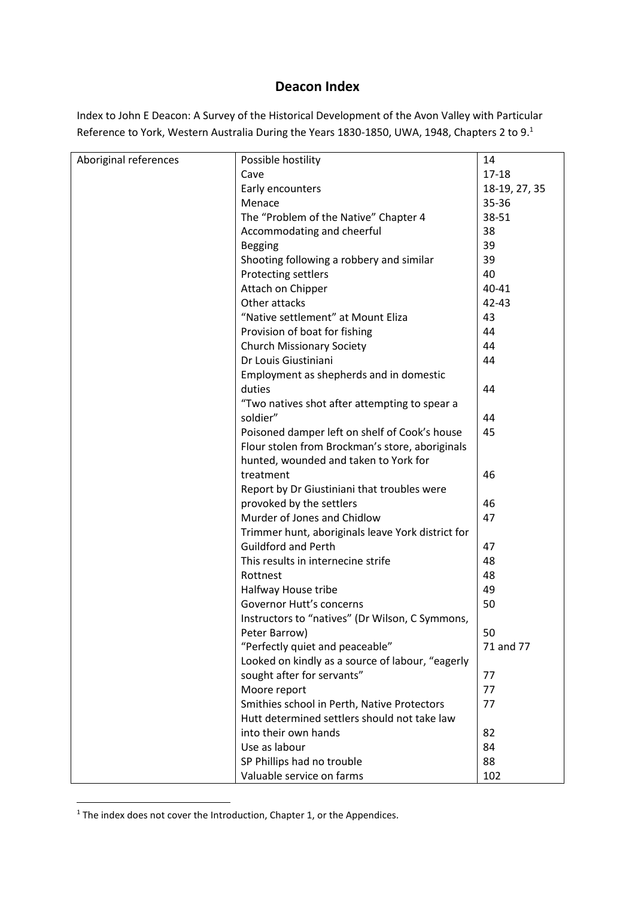# Deacon Index

Index to John E Deacon: A Survey of the Historical Development of the Avon Valley with Particular Reference to York, Western Australia During the Years 1830-1850, UWA, 1948, Chapters 2 to 9.[1]

| | | |
|---|---|---|
| Aboriginal references | Possible hostility | 14 |
| | Cave | 17-18 |
| | Early encounters | 18-19, 27, 35 |
| | Menace | 35-36 |
| | The "Problem of the Native" Chapter 4 | 38-51 |
| | Accommodating and cheerful | 38 |
| | Begging | 39 |
| | Shooting following a robbery and similar | 39 |
| | Protecting settlers | 40 |
| | Attach on Chipper | 40-41 |
| | Other attacks | 42-43 |
| | "Native settlement" at Mount Eliza | 43 |
| | Provision of boat for fishing | 44 |
| | Church Missionary Society | 44 |
| | Dr Louis Giustiniani | 44 |
| | Employment as shepherds and in domestic duties | 44 |
| | "Two natives shot after attempting to spear a soldier" | 44 |
| | Poisoned damper left on shelf of Cook's house | 45 |
| | Flour stolen from Brockman's store, aboriginals hunted, wounded and taken to York for treatment | 46 |
| | Report by Dr Giustiniani that troubles were provoked by the settlers | 46 |
| | Murder of Jones and Chidlow | 47 |
| | Trimmer hunt, aboriginals leave York district for Guildford and Perth | 47 |
| | This results in internecine strife | 48 |
| | Rottnest | 48 |
| | Halfway House tribe | 49 |
| | Governor Hutt's concerns | 50 |
| | Instructors to "natives" (Dr Wilson, C Symmons, Peter Barrow) | 50 |
| | "Perfectly quiet and peaceable" | 71 and 77 |
| | Looked on kindly as a source of labour, "eagerly sought after for servants" | 77 |
| | Moore report | 77 |
| | Smithies school in Perth, Native Protectors | 77 |
| | Hutt determined settlers should not take law into their own hands | 82 |
| | Use as labour | 84 |
| | SP Phillips had no trouble | 88 |
| | Valuable service on farms | 102 |

[1] The index does not cover the Introduction, Chapter 1, or the Appendices.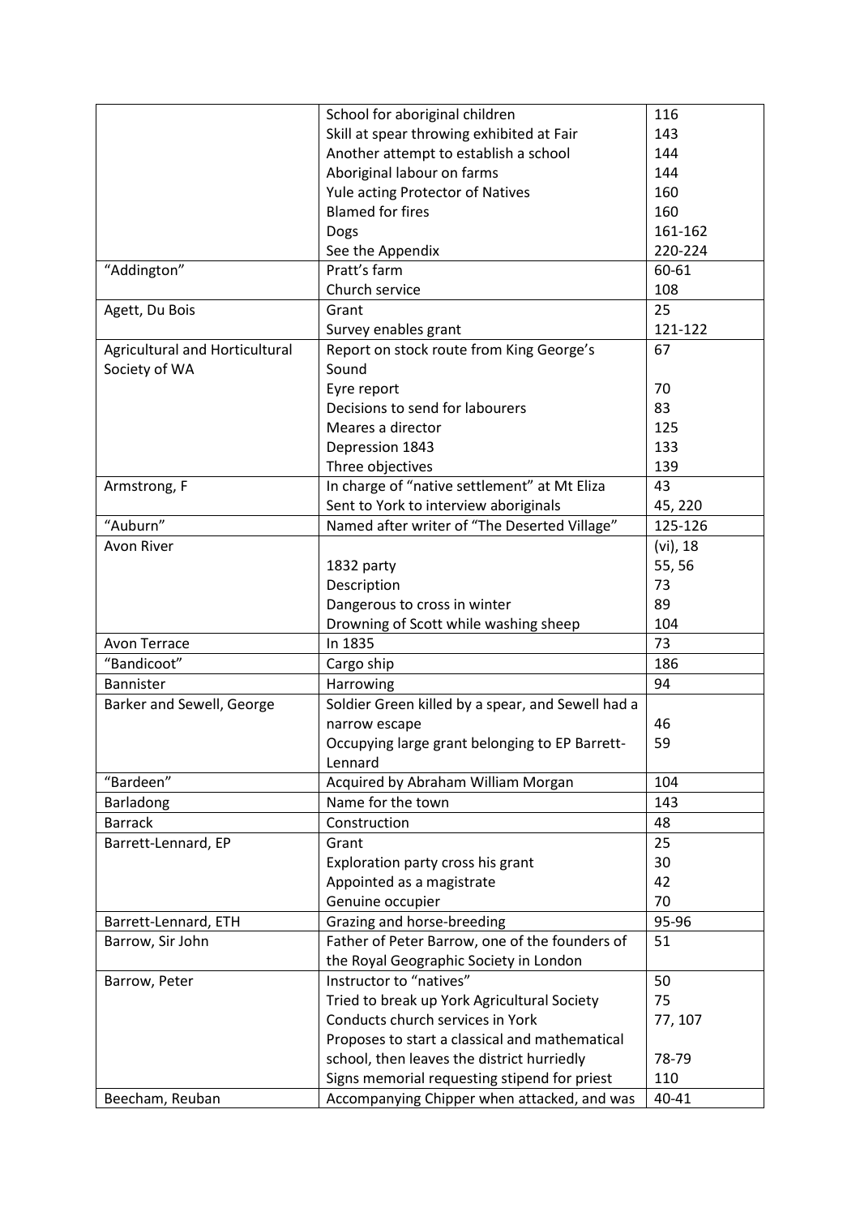| | | |
|---|---|---|
| | School for aboriginal children | 116 |
| | Skill at spear throwing exhibited at Fair | 143 |
| | Another attempt to establish a school | 144 |
| | Aboriginal labour on farms | 144 |
| | Yule acting Protector of Natives | 160 |
| | Blamed for fires | 160 |
| | Dogs | 161-162 |
| | See the Appendix | 220-224 |
| "Addington" | Pratt's farm | 60-61 |
| | Church service | 108 |
| Agett, Du Bois | Grant | 25 |
| | Survey enables grant | 121-122 |
| Agricultural and Horticultural Society of WA | Report on stock route from King George's Sound | 67 |
| | Eyre report | 70 |
| | Decisions to send for labourers | 83 |
| | Meares a director | 125 |
| | Depression 1843 | 133 |
| | Three objectives | 139 |
| Armstrong, F | In charge of "native settlement" at Mt Eliza | 43 |
| | Sent to York to interview aboriginals | 45, 220 |
| "Auburn" | Named after writer of "The Deserted Village" | 125-126 |
| Avon River | | (vi), 18 |
| | 1832 party | 55, 56 |
| | Description | 73 |
| | Dangerous to cross in winter | 89 |
| | Drowning of Scott while washing sheep | 104 |
| Avon Terrace | In 1835 | 73 |
| "Bandicoot" | Cargo ship | 186 |
| Bannister | Harrowing | 94 |
| Barker and Sewell, George | Soldier Green killed by a spear, and Sewell had a narrow escape | 46 |
| | Occupying large grant belonging to EP Barrett-Lennard | 59 |
| "Bardeen" | Acquired by Abraham William Morgan | 104 |
| Barladong | Name for the town | 143 |
| Barrack | Construction | 48 |
| Barrett-Lennard, EP | Grant | 25 |
| | Exploration party cross his grant | 30 |
| | Appointed as a magistrate | 42 |
| | Genuine occupier | 70 |
| Barrett-Lennard, ETH | Grazing and horse-breeding | 95-96 |
| Barrow, Sir John | Father of Peter Barrow, one of the founders of the Royal Geographic Society in London | 51 |
| Barrow, Peter | Instructor to "natives" | 50 |
| | Tried to break up York Agricultural Society | 75 |
| | Conducts church services in York | 77, 107 |
| | Proposes to start a classical and mathematical school, then leaves the district hurriedly | 78-79 |
| | Signs memorial requesting stipend for priest | 110 |
| Beecham, Reuban | Accompanying Chipper when attacked, and was | 40-41 |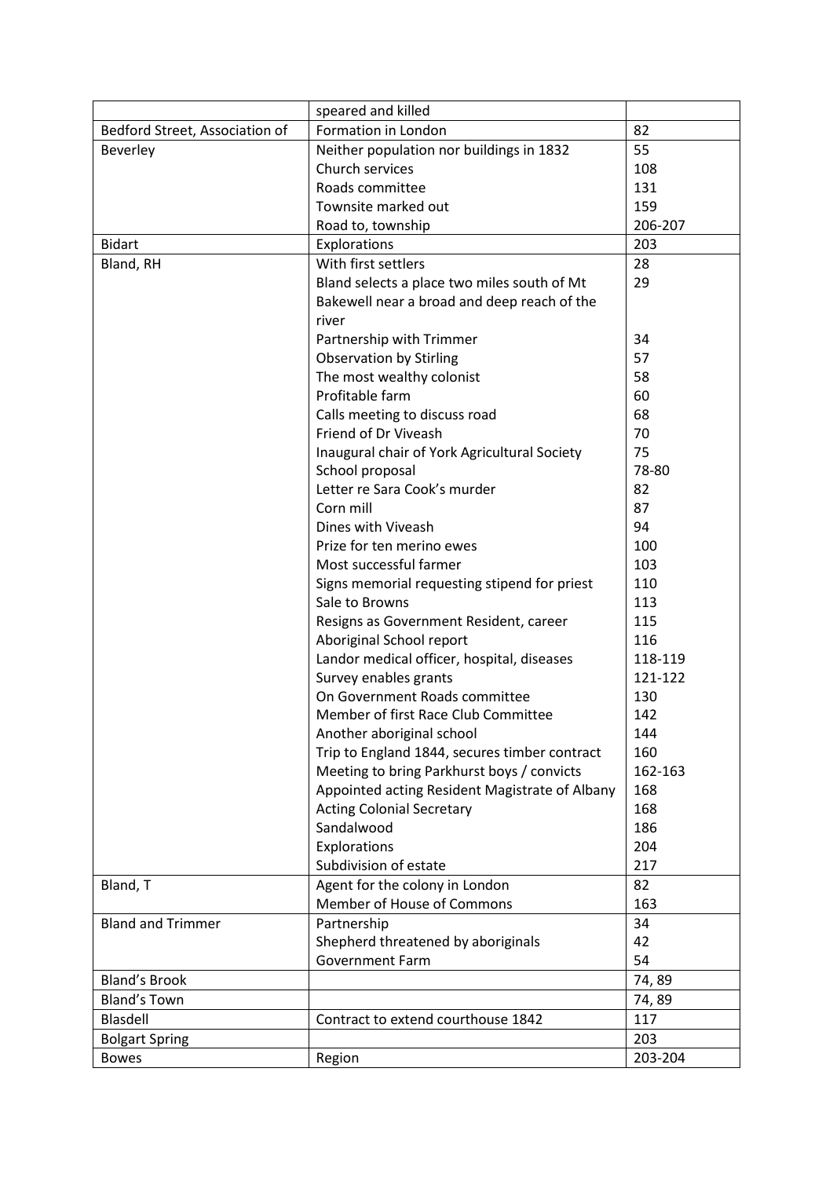| | | |
|---|---|---|
| | speared and killed | |
| Bedford Street, Association of | Formation in London | 82 |
| Beverley | Neither population nor buildings in 1832 | 55 |
| | Church services | 108 |
| | Roads committee | 131 |
| | Townsite marked out | 159 |
| | Road to, township | 206-207 |
| Bidart | Explorations | 203 |
| Bland, RH | With first settlers | 28 |
| | Bland selects a place two miles south of Mt Bakewell near a broad and deep reach of the river | 29 |
| | Partnership with Trimmer | 34 |
| | Observation by Stirling | 57 |
| | The most wealthy colonist | 58 |
| | Profitable farm | 60 |
| | Calls meeting to discuss road | 68 |
| | Friend of Dr Viveash | 70 |
| | Inaugural chair of York Agricultural Society | 75 |
| | School proposal | 78-80 |
| | Letter re Sara Cook's murder | 82 |
| | Corn mill | 87 |
| | Dines with Viveash | 94 |
| | Prize for ten merino ewes | 100 |
| | Most successful farmer | 103 |
| | Signs memorial requesting stipend for priest | 110 |
| | Sale to Browns | 113 |
| | Resigns as Government Resident, career | 115 |
| | Aboriginal School report | 116 |
| | Landor medical officer, hospital, diseases | 118-119 |
| | Survey enables grants | 121-122 |
| | On Government Roads committee | 130 |
| | Member of first Race Club Committee | 142 |
| | Another aboriginal school | 144 |
| | Trip to England 1844, secures timber contract | 160 |
| | Meeting to bring Parkhurst boys / convicts | 162-163 |
| | Appointed acting Resident Magistrate of Albany | 168 |
| | Acting Colonial Secretary | 168 |
| | Sandalwood | 186 |
| | Explorations | 204 |
| | Subdivision of estate | 217 |
| Bland, T | Agent for the colony in London | 82 |
| | Member of House of Commons | 163 |
| Bland and Trimmer | Partnership | 34 |
| | Shepherd threatened by aboriginals | 42 |
| | Government Farm | 54 |
| Bland's Brook | | 74, 89 |
| Bland's Town | | 74, 89 |
| Blasdell | Contract to extend courthouse 1842 | 117 |
| Bolgart Spring | | 203 |
| Bowes | Region | 203-204 |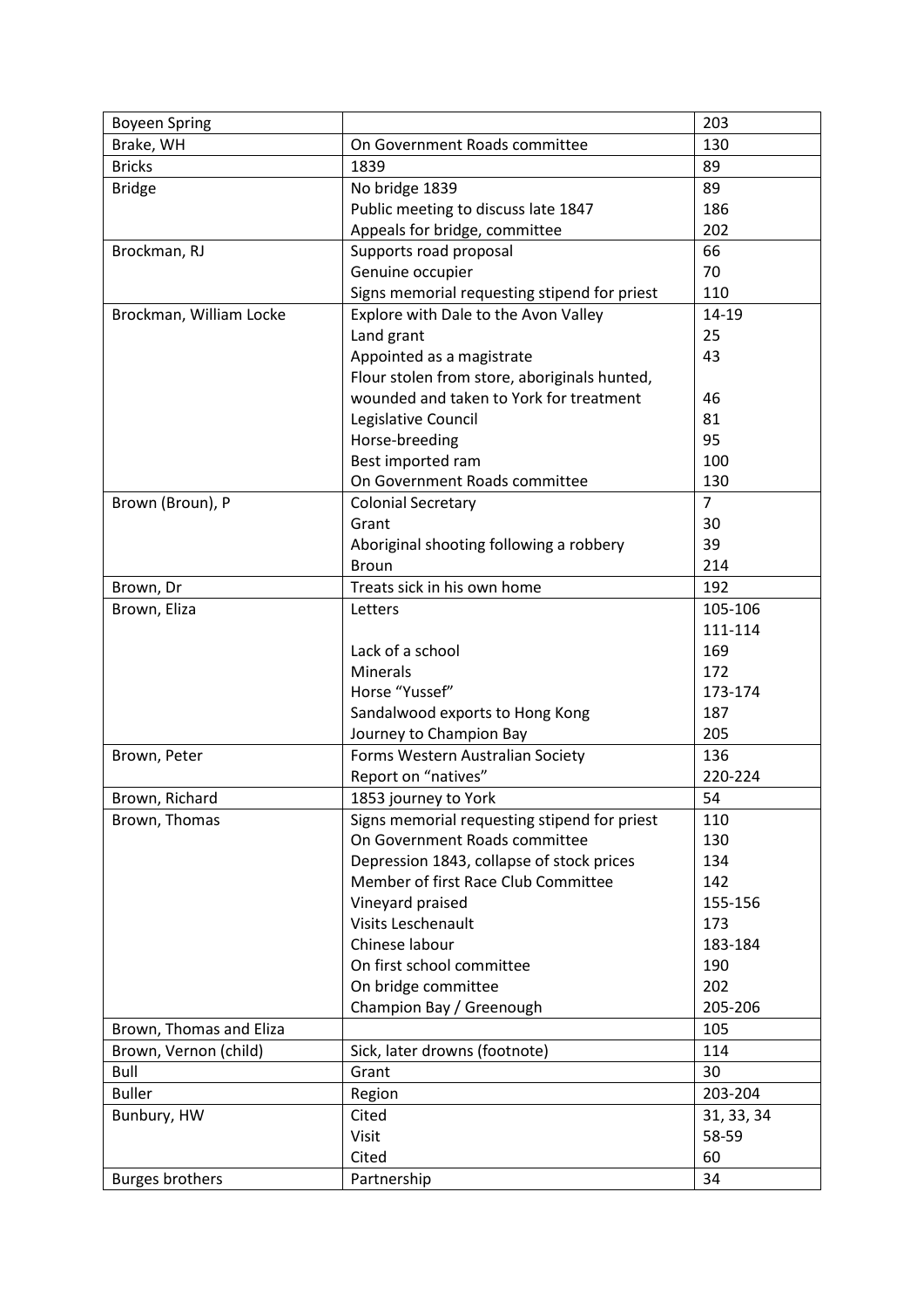| Boyeen Spring | | 203 |
|---|---|---|
| Brake, WH | On Government Roads committee | 130 |
| Bricks | 1839 | 89 |
| Bridge | No bridge 1839 | 89 |
| | Public meeting to discuss late 1847 | 186 |
| | Appeals for bridge, committee | 202 |
| Brockman, RJ | Supports road proposal | 66 |
| | Genuine occupier | 70 |
| | Signs memorial requesting stipend for priest | 110 |
| Brockman, William Locke | Explore with Dale to the Avon Valley | 14-19 |
| | Land grant | 25 |
| | Appointed as a magistrate | 43 |
| | Flour stolen from store, aboriginals hunted, wounded and taken to York for treatment | 46 |
| | Legislative Council | 81 |
| | Horse-breeding | 95 |
| | Best imported ram | 100 |
| | On Government Roads committee | 130 |
| Brown (Broun), P | Colonial Secretary | 7 |
| | Grant | 30 |
| | Aboriginal shooting following a robbery | 39 |
| | Broun | 214 |
| Brown, Dr | Treats sick in his own home | 192 |
| Brown, Eliza | Letters | 105-106 |
| | | 111-114 |
| | Lack of a school | 169 |
| | Minerals | 172 |
| | Horse "Yussef" | 173-174 |
| | Sandalwood exports to Hong Kong | 187 |
| | Journey to Champion Bay | 205 |
| Brown, Peter | Forms Western Australian Society | 136 |
| | Report on "natives" | 220-224 |
| Brown, Richard | 1853 journey to York | 54 |
| Brown, Thomas | Signs memorial requesting stipend for priest | 110 |
| | On Government Roads committee | 130 |
| | Depression 1843, collapse of stock prices | 134 |
| | Member of first Race Club Committee | 142 |
| | Vineyard praised | 155-156 |
| | Visits Leschenault | 173 |
| | Chinese labour | 183-184 |
| | On first school committee | 190 |
| | On bridge committee | 202 |
| | Champion Bay / Greenough | 205-206 |
| Brown, Thomas and Eliza | | 105 |
| Brown, Vernon (child) | Sick, later drowns (footnote) | 114 |
| Bull | Grant | 30 |
| Buller | Region | 203-204 |
| Bunbury, HW | Cited | 31, 33, 34 |
| | Visit | 58-59 |
| | Cited | 60 |
| Burges brothers | Partnership | 34 |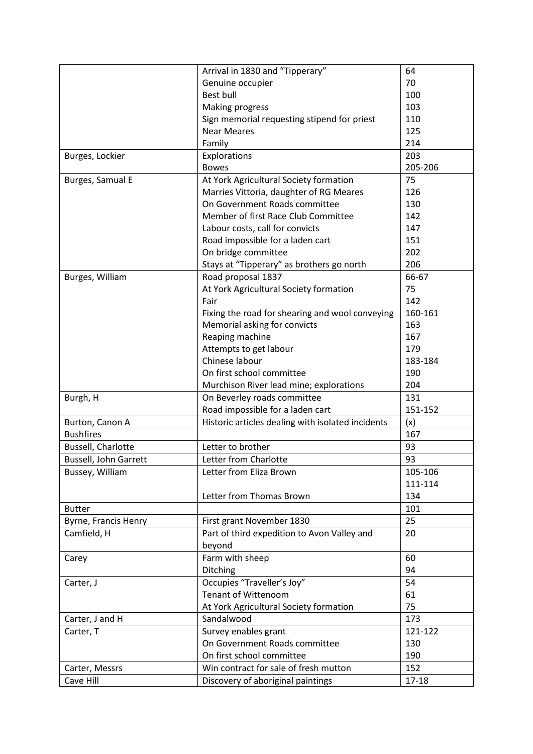| | | |
|---|---|---|
| | Arrival in 1830 and "Tipperary" | 64 |
| | Genuine occupier | 70 |
| | Best bull | 100 |
| | Making progress | 103 |
| | Sign memorial requesting stipend for priest | 110 |
| | Near Meares | 125 |
| | Family | 214 |
| Burges, Lockier | Explorations | 203 |
| | Bowes | 205-206 |
| Burges, Samual E | At York Agricultural Society formation | 75 |
| | Marries Vittoria, daughter of RG Meares | 126 |
| | On Government Roads committee | 130 |
| | Member of first Race Club Committee | 142 |
| | Labour costs, call for convicts | 147 |
| | Road impossible for a laden cart | 151 |
| | On bridge committee | 202 |
| | Stays at "Tipperary" as brothers go north | 206 |
| Burges, William | Road proposal 1837 | 66-67 |
| | At York Agricultural Society formation | 75 |
| | Fair | 142 |
| | Fixing the road for shearing and wool conveying | 160-161 |
| | Memorial asking for convicts | 163 |
| | Reaping machine | 167 |
| | Attempts to get labour | 179 |
| | Chinese labour | 183-184 |
| | On first school committee | 190 |
| | Murchison River lead mine; explorations | 204 |
| Burgh, H | On Beverley roads committee | 131 |
| | Road impossible for a laden cart | 151-152 |
| Burton, Canon A | Historic articles dealing with isolated incidents | (x) |
| Bushfires | | 167 |
| Bussell, Charlotte | Letter to brother | 93 |
| Bussell, John Garrett | Letter from Charlotte | 93 |
| Bussey, William | Letter from Eliza Brown | 105-106 |
| | | 111-114 |
| | Letter from Thomas Brown | 134 |
| Butter | | 101 |
| Byrne, Francis Henry | First grant November 1830 | 25 |
| Camfield, H | Part of third expedition to Avon Valley and beyond | 20 |
| Carey | Farm with sheep | 60 |
| | Ditching | 94 |
| Carter, J | Occupies "Traveller's Joy" | 54 |
| | Tenant of Wittenoom | 61 |
| | At York Agricultural Society formation | 75 |
| Carter, J and H | Sandalwood | 173 |
| Carter, T | Survey enables grant | 121-122 |
| | On Government Roads committee | 130 |
| | On first school committee | 190 |
| Carter, Messrs | Win contract for sale of fresh mutton | 152 |
| Cave Hill | Discovery of aboriginal paintings | 17-18 |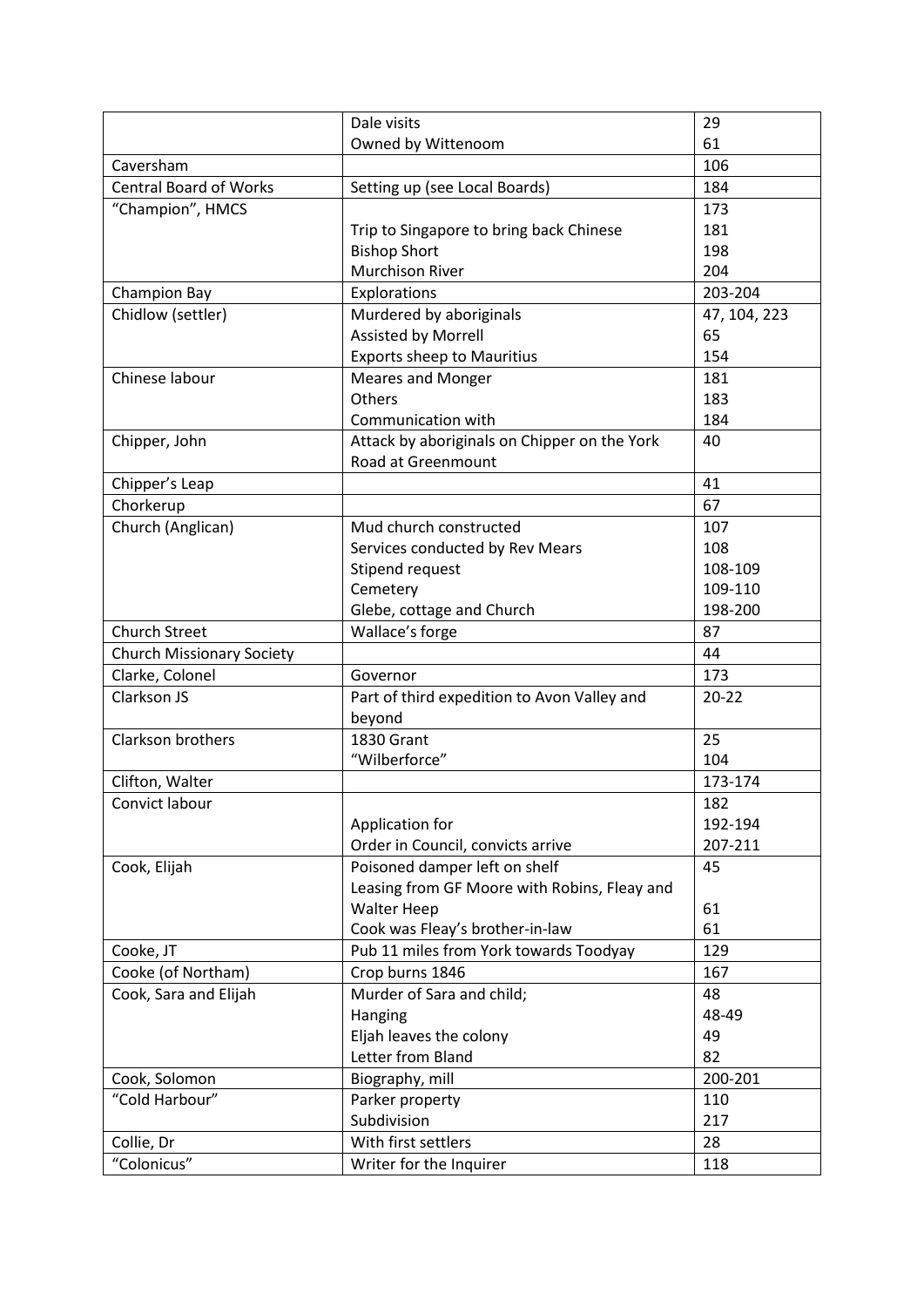| | | |
|---|---|---|
| | Dale visits | 29 |
| | Owned by Wittenoom | 61 |
| Caversham | | 106 |
| Central Board of Works | Setting up (see Local Boards) | 184 |
| "Champion", HMCS | | 173 |
| | Trip to Singapore to bring back Chinese | 181 |
| | Bishop Short | 198 |
| | Murchison River | 204 |
| Champion Bay | Explorations | 203-204 |
| Chidlow (settler) | Murdered by aboriginals | 47, 104, 223 |
| | Assisted by Morrell | 65 |
| | Exports sheep to Mauritius | 154 |
| Chinese labour | Meares and Monger | 181 |
| | Others | 183 |
| | Communication with | 184 |
| Chipper, John | Attack by aboriginals on Chipper on the York Road at Greenmount | 40 |
| Chipper's Leap | | 41 |
| Chorkerup | | 67 |
| Church (Anglican) | Mud church constructed | 107 |
| | Services conducted by Rev Mears | 108 |
| | Stipend request | 108-109 |
| | Cemetery | 109-110 |
| | Glebe, cottage and Church | 198-200 |
| Church Street | Wallace's forge | 87 |
| Church Missionary Society | | 44 |
| Clarke, Colonel | Governor | 173 |
| Clarkson JS | Part of third expedition to Avon Valley and beyond | 20-22 |
| Clarkson brothers | 1830 Grant | 25 |
| | "Wilberforce" | 104 |
| Clifton, Walter | | 173-174 |
| Convict labour | | 182 |
| | Application for | 192-194 |
| | Order in Council, convicts arrive | 207-211 |
| Cook, Elijah | Poisoned damper left on shelf | 45 |
| | Leasing from GF Moore with Robins, Fleay and Walter Heep | 61 |
| | Cook was Fleay's brother-in-law | 61 |
| Cooke, JT | Pub 11 miles from York towards Toodyay | 129 |
| Cooke (of Northam) | Crop burns 1846 | 167 |
| Cook, Sara and Elijah | Murder of Sara and child; | 48 |
| | Hanging | 48-49 |
| | Eljah leaves the colony | 49 |
| | Letter from Bland | 82 |
| Cook, Solomon | Biography, mill | 200-201 |
| "Cold Harbour" | Parker property | 110 |
| | Subdivision | 217 |
| Collie, Dr | With first settlers | 28 |
| "Colonicus" | Writer for the Inquirer | 118 |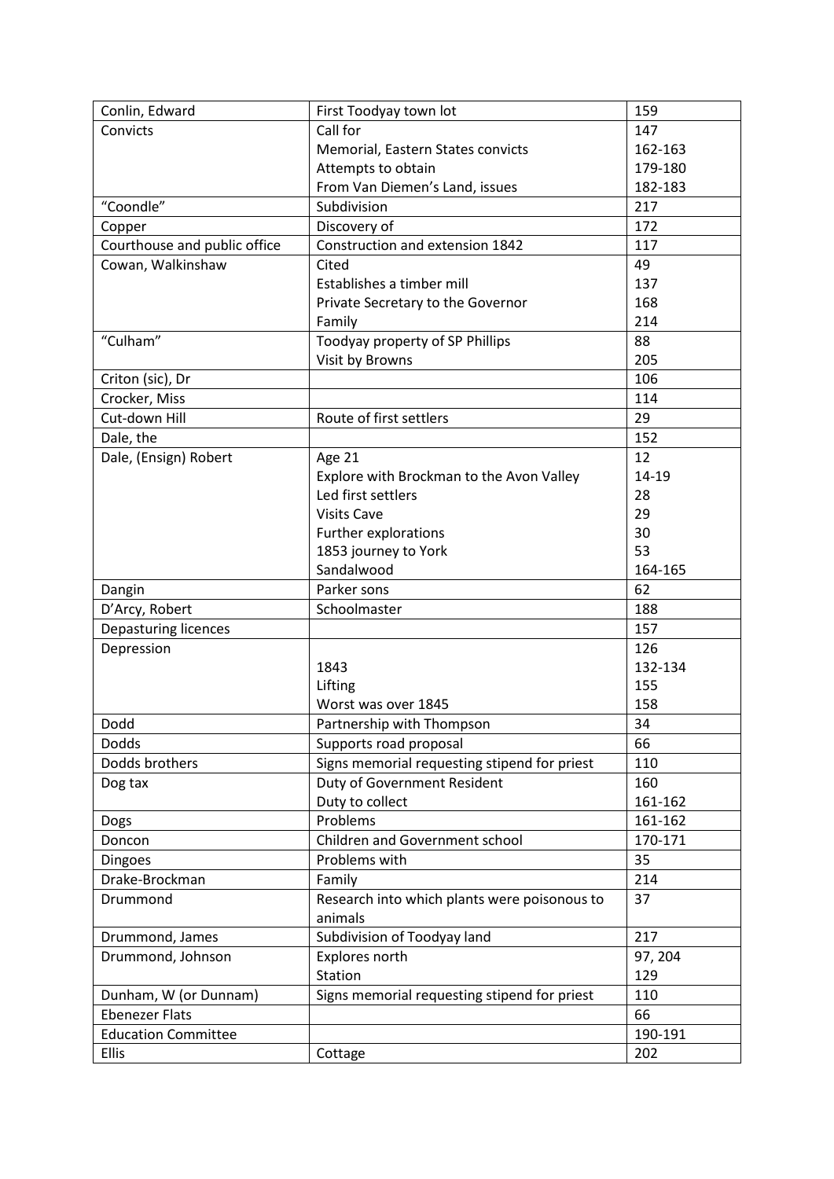| | | |
|---|---|---|
| Conlin, Edward | First Toodyay town lot | 159 |
| Convicts | Call for | 147 |
| | Memorial, Eastern States convicts | 162-163 |
| | Attempts to obtain | 179-180 |
| | From Van Diemen's Land, issues | 182-183 |
| "Coondle" | Subdivision | 217 |
| Copper | Discovery of | 172 |
| Courthouse and public office | Construction and extension 1842 | 117 |
| Cowan, Walkinshaw | Cited | 49 |
| | Establishes a timber mill | 137 |
| | Private Secretary to the Governor | 168 |
| | Family | 214 |
| "Culham" | Toodyay property of SP Phillips | 88 |
| | Visit by Browns | 205 |
| Criton (sic), Dr | | 106 |
| Crocker, Miss | | 114 |
| Cut-down Hill | Route of first settlers | 29 |
| Dale, the | | 152 |
| Dale, (Ensign) Robert | Age 21 | 12 |
| | Explore with Brockman to the Avon Valley | 14-19 |
| | Led first settlers | 28 |
| | Visits Cave | 29 |
| | Further explorations | 30 |
| | 1853 journey to York | 53 |
| | Sandalwood | 164-165 |
| Dangin | Parker sons | 62 |
| D'Arcy, Robert | Schoolmaster | 188 |
| Depasturing licences | | 157 |
| Depression | | 126 |
| | 1843 | 132-134 |
| | Lifting | 155 |
| | Worst was over 1845 | 158 |
| Dodd | Partnership with Thompson | 34 |
| Dodds | Supports road proposal | 66 |
| Dodds brothers | Signs memorial requesting stipend for priest | 110 |
| Dog tax | Duty of Government Resident | 160 |
| | Duty to collect | 161-162 |
| Dogs | Problems | 161-162 |
| Doncon | Children and Government school | 170-171 |
| Dingoes | Problems with | 35 |
| Drake-Brockman | Family | 214 |
| Drummond | Research into which plants were poisonous to animals | 37 |
| Drummond, James | Subdivision of Toodyay land | 217 |
| Drummond, Johnson | Explores north | 97, 204 |
| | Station | 129 |
| Dunham, W (or Dunnam) | Signs memorial requesting stipend for priest | 110 |
| Ebenezer Flats | | 66 |
| Education Committee | | 190-191 |
| Ellis | Cottage | 202 |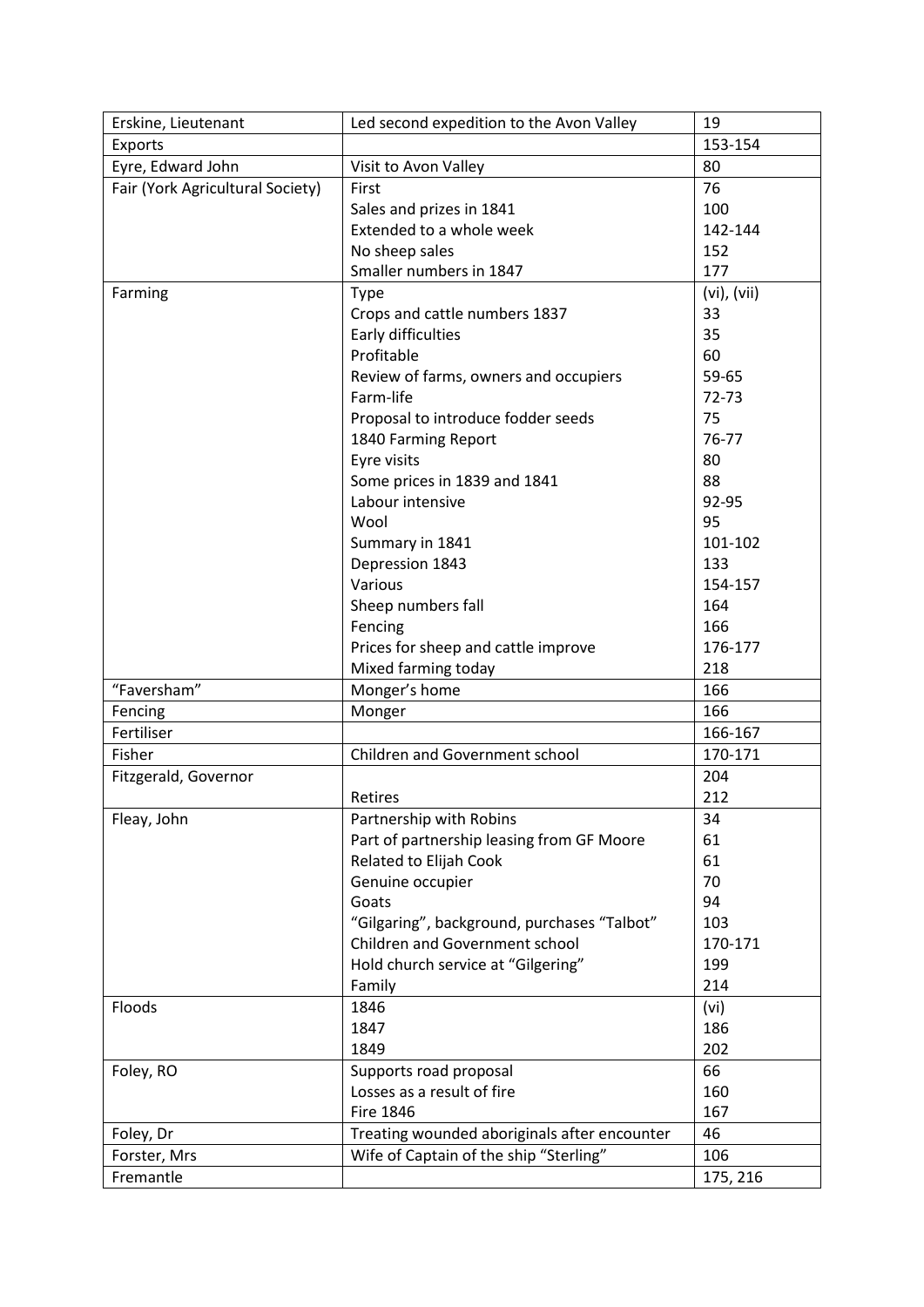| Erskine, Lieutenant | Led second expedition to the Avon Valley | 19 |
|---|---|---|
| Exports | | 153-154 |
| Eyre, Edward John | Visit to Avon Valley | 80 |
| Fair (York Agricultural Society) | First | 76 |
| | Sales and prizes in 1841 | 100 |
| | Extended to a whole week | 142-144 |
| | No sheep sales | 152 |
| | Smaller numbers in 1847 | 177 |
| Farming | Type | (vi), (vii) |
| | Crops and cattle numbers 1837 | 33 |
| | Early difficulties | 35 |
| | Profitable | 60 |
| | Review of farms, owners and occupiers | 59-65 |
| | Farm-life | 72-73 |
| | Proposal to introduce fodder seeds | 75 |
| | 1840 Farming Report | 76-77 |
| | Eyre visits | 80 |
| | Some prices in 1839 and 1841 | 88 |
| | Labour intensive | 92-95 |
| | Wool | 95 |
| | Summary in 1841 | 101-102 |
| | Depression 1843 | 133 |
| | Various | 154-157 |
| | Sheep numbers fall | 164 |
| | Fencing | 166 |
| | Prices for sheep and cattle improve | 176-177 |
| | Mixed farming today | 218 |
| "Faversham" | Monger's home | 166 |
| Fencing | Monger | 166 |
| Fertiliser | | 166-167 |
| Fisher | Children and Government school | 170-171 |
| Fitzgerald, Governor | | 204 |
| | Retires | 212 |
| Fleay, John | Partnership with Robins | 34 |
| | Part of partnership leasing from GF Moore | 61 |
| | Related to Elijah Cook | 61 |
| | Genuine occupier | 70 |
| | Goats | 94 |
| | "Gilgaring", background, purchases "Talbot" | 103 |
| | Children and Government school | 170-171 |
| | Hold church service at "Gilgering" | 199 |
| | Family | 214 |
| Floods | 1846 | (vi) |
| | 1847 | 186 |
| | 1849 | 202 |
| Foley, RO | Supports road proposal | 66 |
| | Losses as a result of fire | 160 |
| | Fire 1846 | 167 |
| Foley, Dr | Treating wounded aboriginals after encounter | 46 |
| Forster, Mrs | Wife of Captain of the ship "Sterling" | 106 |
| Fremantle | | 175, 216 |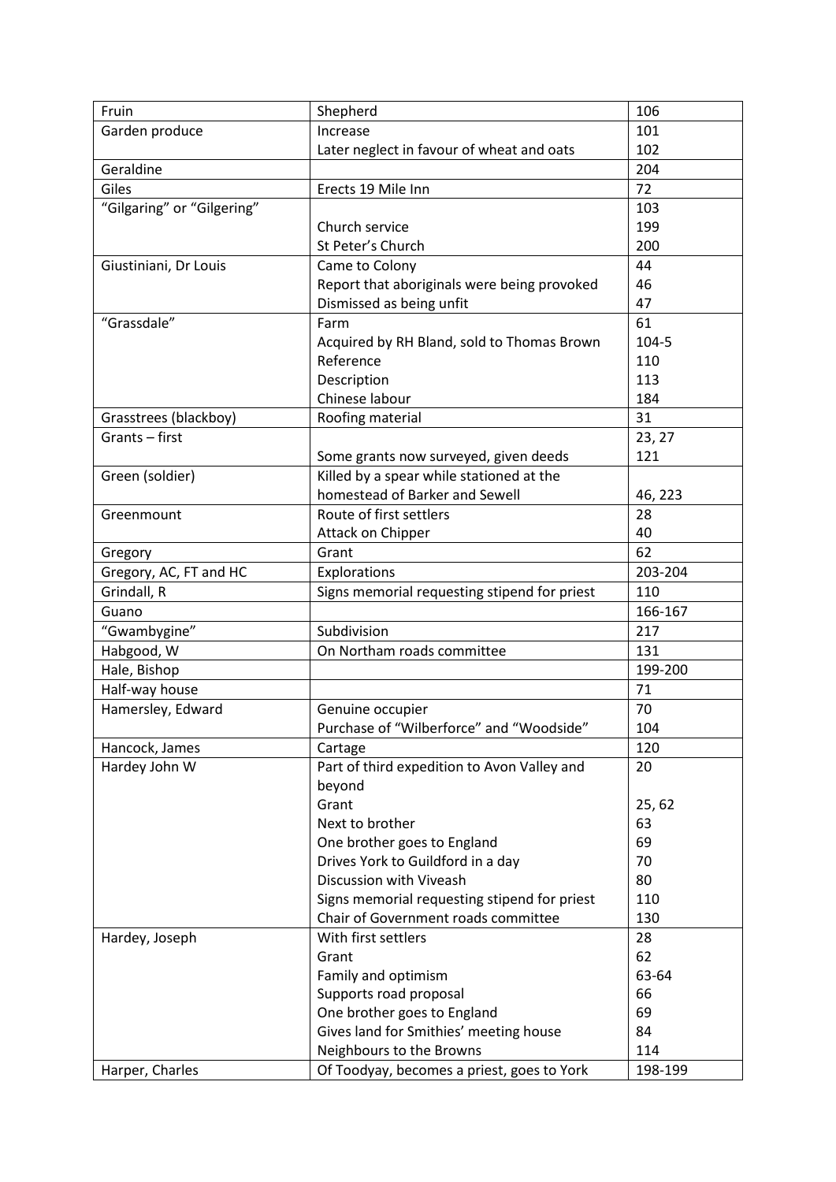| | | |
|---|---|---|
| Fruin | Shepherd | 106 |
| Garden produce | Increase | 101 |
| | Later neglect in favour of wheat and oats | 102 |
| Geraldine | | 204 |
| Giles | Erects 19 Mile Inn | 72 |
| "Gilgaring" or "Gilgering" | | 103 |
| | Church service | 199 |
| | St Peter's Church | 200 |
| Giustiniani, Dr Louis | Came to Colony | 44 |
| | Report that aboriginals were being provoked | 46 |
| | Dismissed as being unfit | 47 |
| "Grassdale" | Farm | 61 |
| | Acquired by RH Bland, sold to Thomas Brown | 104-5 |
| | Reference | 110 |
| | Description | 113 |
| | Chinese labour | 184 |
| Grasstrees (blackboy) | Roofing material | 31 |
| Grants – first | | 23, 27 |
| | Some grants now surveyed, given deeds | 121 |
| Green (soldier) | Killed by a spear while stationed at the homestead of Barker and Sewell | 46, 223 |
| Greenmount | Route of first settlers | 28 |
| | Attack on Chipper | 40 |
| Gregory | Grant | 62 |
| Gregory, AC, FT and HC | Explorations | 203-204 |
| Grindall, R | Signs memorial requesting stipend for priest | 110 |
| Guano | | 166-167 |
| "Gwambygine" | Subdivision | 217 |
| Habgood, W | On Northam roads committee | 131 |
| Hale, Bishop | | 199-200 |
| Half-way house | | 71 |
| Hamersley, Edward | Genuine occupier | 70 |
| | Purchase of "Wilberforce" and "Woodside" | 104 |
| Hancock, James | Cartage | 120 |
| Hardey John W | Part of third expedition to Avon Valley and beyond | 20 |
| | Grant | 25, 62 |
| | Next to brother | 63 |
| | One brother goes to England | 69 |
| | Drives York to Guildford in a day | 70 |
| | Discussion with Viveash | 80 |
| | Signs memorial requesting stipend for priest | 110 |
| | Chair of Government roads committee | 130 |
| Hardey, Joseph | With first settlers | 28 |
| | Grant | 62 |
| | Family and optimism | 63-64 |
| | Supports road proposal | 66 |
| | One brother goes to England | 69 |
| | Gives land for Smithies' meeting house | 84 |
| | Neighbours to the Browns | 114 |
| Harper, Charles | Of Toodyay, becomes a priest, goes to York | 198-199 |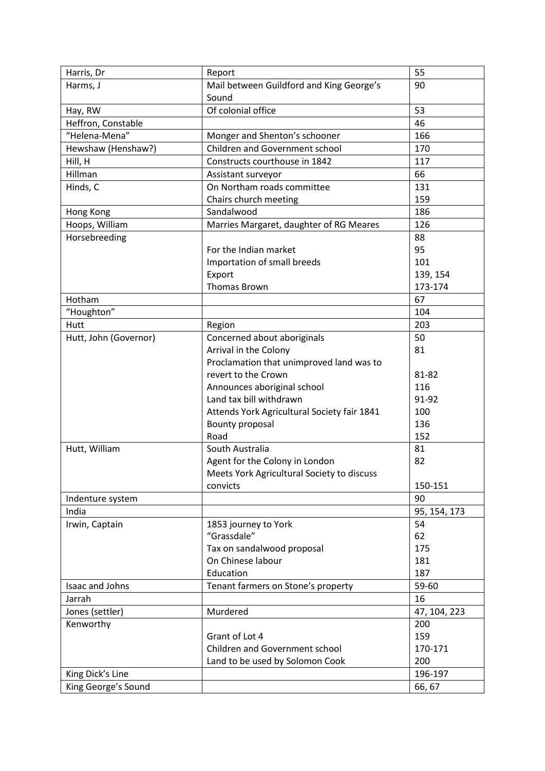| Harris, Dr | Report | 55 |
|---|---|---|
| Harms, J | Mail between Guildford and King George's Sound | 90 |
| Hay, RW | Of colonial office | 53 |
| Heffron, Constable | | 46 |
| "Helena-Mena" | Monger and Shenton's schooner | 166 |
| Hewshaw (Henshaw?) | Children and Government school | 170 |
| Hill, H | Constructs courthouse in 1842 | 117 |
| Hillman | Assistant surveyor | 66 |
| Hinds, C | On Northam roads committee | 131 |
| | Chairs church meeting | 159 |
| Hong Kong | Sandalwood | 186 |
| Hoops, William | Marries Margaret, daughter of RG Meares | 126 |
| Horsebreeding | | 88 |
| | For the Indian market | 95 |
| | Importation of small breeds | 101 |
| | Export | 139, 154 |
| | Thomas Brown | 173-174 |
| Hotham | | 67 |
| "Houghton" | | 104 |
| Hutt | Region | 203 |
| Hutt, John (Governor) | Concerned about aboriginals | 50 |
| | Arrival in the Colony | 81 |
| | Proclamation that unimproved land was to revert to the Crown | 81-82 |
| | Announces aboriginal school | 116 |
| | Land tax bill withdrawn | 91-92 |
| | Attends York Agricultural Society fair 1841 | 100 |
| | Bounty proposal | 136 |
| | Road | 152 |
| Hutt, William | South Australia | 81 |
| | Agent for the Colony in London | 82 |
| | Meets York Agricultural Society to discuss convicts | 150-151 |
| Indenture system | | 90 |
| India | | 95, 154, 173 |
| Irwin, Captain | 1853 journey to York | 54 |
| | "Grassdale" | 62 |
| | Tax on sandalwood proposal | 175 |
| | On Chinese labour | 181 |
| | Education | 187 |
| Isaac and Johns | Tenant farmers on Stone's property | 59-60 |
| Jarrah | | 16 |
| Jones (settler) | Murdered | 47, 104, 223 |
| Kenworthy | | 200 |
| | Grant of Lot 4 | 159 |
| | Children and Government school | 170-171 |
| | Land to be used by Solomon Cook | 200 |
| King Dick's Line | | 196-197 |
| King George's Sound | | 66, 67 |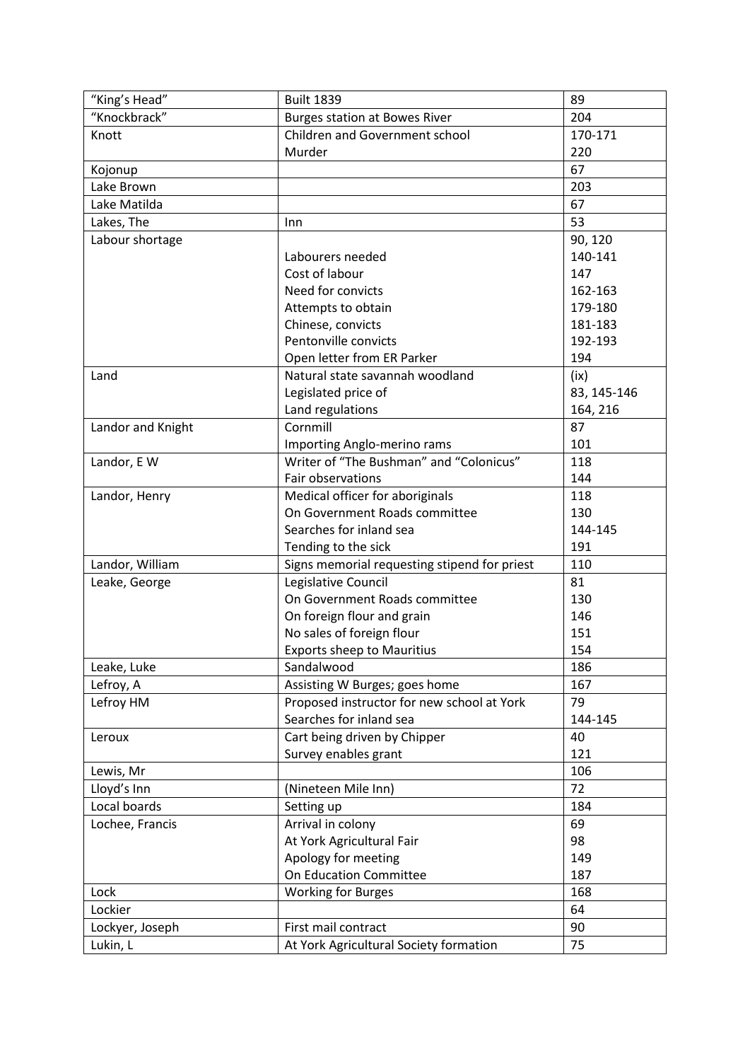| | | |
|---|---|---|
| "King's Head" | Built 1839 | 89 |
| "Knockbrack" | Burges station at Bowes River | 204 |
| Knott | Children and Government school | 170-171 |
| | Murder | 220 |
| Kojonup | | 67 |
| Lake Brown | | 203 |
| Lake Matilda | | 67 |
| Lakes, The | Inn | 53 |
| Labour shortage | | 90, 120 |
| | Labourers needed | 140-141 |
| | Cost of labour | 147 |
| | Need for convicts | 162-163 |
| | Attempts to obtain | 179-180 |
| | Chinese, convicts | 181-183 |
| | Pentonville convicts | 192-193 |
| | Open letter from ER Parker | 194 |
| Land | Natural state savannah woodland | (ix) |
| | Legislated price of | 83, 145-146 |
| | Land regulations | 164, 216 |
| Landor and Knight | Cornmill | 87 |
| | Importing Anglo-merino rams | 101 |
| Landor, E W | Writer of "The Bushman" and "Colonicus" | 118 |
| | Fair observations | 144 |
| Landor, Henry | Medical officer for aboriginals | 118 |
| | On Government Roads committee | 130 |
| | Searches for inland sea | 144-145 |
| | Tending to the sick | 191 |
| Landor, William | Signs memorial requesting stipend for priest | 110 |
| Leake, George | Legislative Council | 81 |
| | On Government Roads committee | 130 |
| | On foreign flour and grain | 146 |
| | No sales of foreign flour | 151 |
| | Exports sheep to Mauritius | 154 |
| Leake, Luke | Sandalwood | 186 |
| Lefroy, A | Assisting W Burges; goes home | 167 |
| Lefroy HM | Proposed instructor for new school at York | 79 |
| | Searches for inland sea | 144-145 |
| Leroux | Cart being driven by Chipper | 40 |
| | Survey enables grant | 121 |
| Lewis, Mr | | 106 |
| Lloyd's Inn | (Nineteen Mile Inn) | 72 |
| Local boards | Setting up | 184 |
| Lochee, Francis | Arrival in colony | 69 |
| | At York Agricultural Fair | 98 |
| | Apology for meeting | 149 |
| | On Education Committee | 187 |
| Lock | Working for Burges | 168 |
| Lockier | | 64 |
| Lockyer, Joseph | First mail contract | 90 |
| Lukin, L | At York Agricultural Society formation | 75 |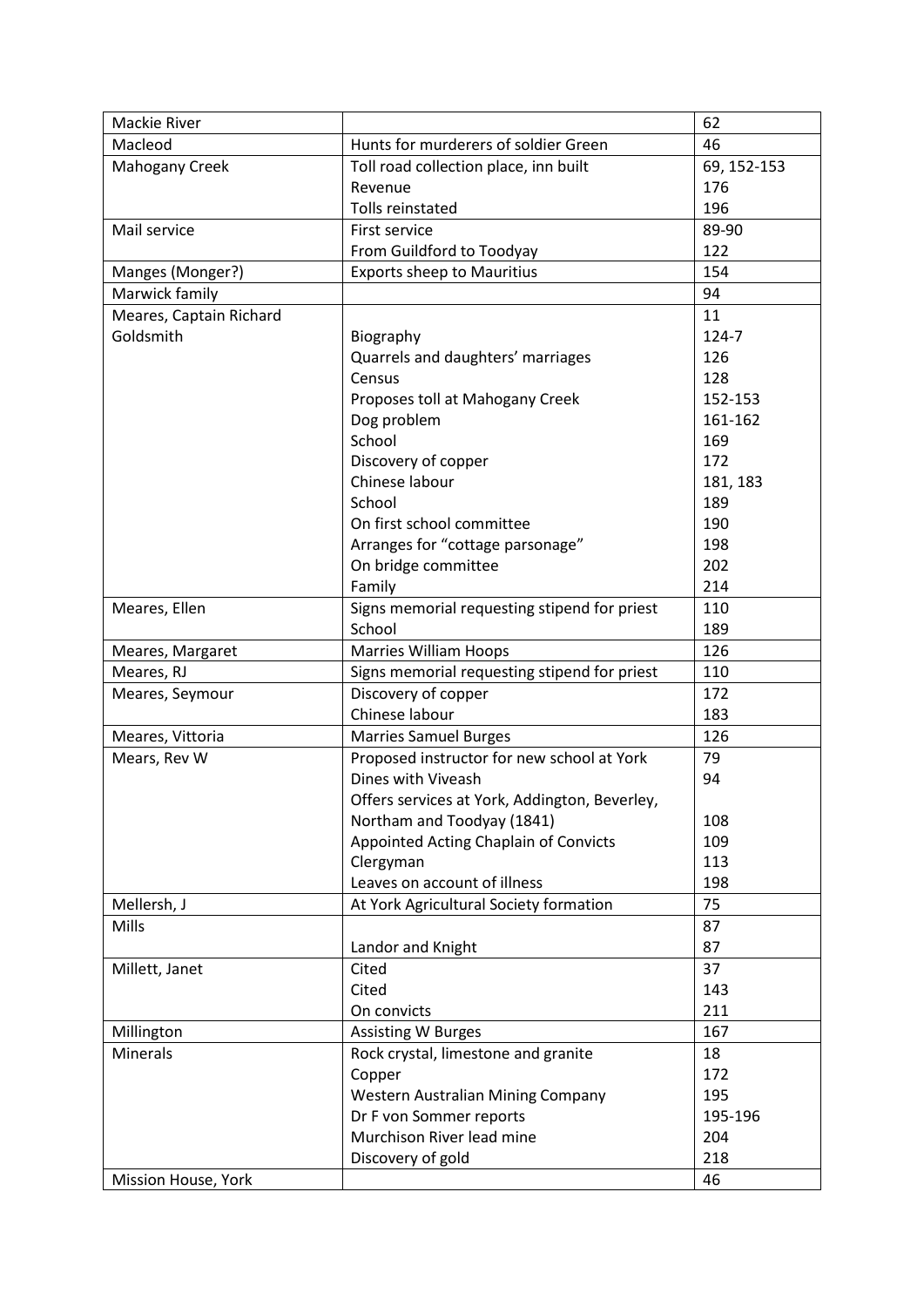| | | |
|---|---|---|
| Mackie River | | 62 |
| Macleod | Hunts for murderers of soldier Green | 46 |
| Mahogany Creek | Toll road collection place, inn built | 69, 152-153 |
| | Revenue | 176 |
| | Tolls reinstated | 196 |
| Mail service | First service | 89-90 |
| | From Guildford to Toodyay | 122 |
| Manges (Monger?) | Exports sheep to Mauritius | 154 |
| Marwick family | | 94 |
| Meares, Captain Richard | | 11 |
| Goldsmith | Biography | 124-7 |
| | Quarrels and daughters' marriages | 126 |
| | Census | 128 |
| | Proposes toll at Mahogany Creek | 152-153 |
| | Dog problem | 161-162 |
| | School | 169 |
| | Discovery of copper | 172 |
| | Chinese labour | 181, 183 |
| | School | 189 |
| | On first school committee | 190 |
| | Arranges for "cottage parsonage" | 198 |
| | On bridge committee | 202 |
| | Family | 214 |
| Meares, Ellen | Signs memorial requesting stipend for priest | 110 |
| | School | 189 |
| Meares, Margaret | Marries William Hoops | 126 |
| Meares, RJ | Signs memorial requesting stipend for priest | 110 |
| Meares, Seymour | Discovery of copper | 172 |
| | Chinese labour | 183 |
| Meares, Vittoria | Marries Samuel Burges | 126 |
| Mears, Rev W | Proposed instructor for new school at York | 79 |
| | Dines with Viveash | 94 |
| | Offers services at York, Addington, Beverley, Northam and Toodyay (1841) | 108 |
| | Appointed Acting Chaplain of Convicts | 109 |
| | Clergyman | 113 |
| | Leaves on account of illness | 198 |
| Mellersh, J | At York Agricultural Society formation | 75 |
| Mills | | 87 |
| | Landor and Knight | 87 |
| Millett, Janet | Cited | 37 |
| | Cited | 143 |
| | On convicts | 211 |
| Millington | Assisting W Burges | 167 |
| Minerals | Rock crystal, limestone and granite | 18 |
| | Copper | 172 |
| | Western Australian Mining Company | 195 |
| | Dr F von Sommer reports | 195-196 |
| | Murchison River lead mine | 204 |
| | Discovery of gold | 218 |
| Mission House, York | | 46 |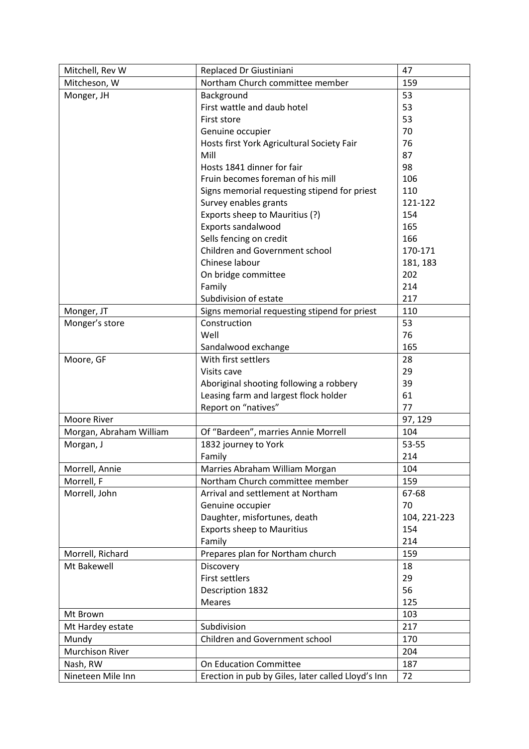| Mitchell, Rev W | Replaced Dr Giustiniani | 47 |
|---|---|---|
| Mitcheson, W | Northam Church committee member | 159 |
| Monger, JH | Background | 53 |
| | First wattle and daub hotel | 53 |
| | First store | 53 |
| | Genuine occupier | 70 |
| | Hosts first York Agricultural Society Fair | 76 |
| | Mill | 87 |
| | Hosts 1841 dinner for fair | 98 |
| | Fruin becomes foreman of his mill | 106 |
| | Signs memorial requesting stipend for priest | 110 |
| | Survey enables grants | 121-122 |
| | Exports sheep to Mauritius (?) | 154 |
| | Exports sandalwood | 165 |
| | Sells fencing on credit | 166 |
| | Children and Government school | 170-171 |
| | Chinese labour | 181, 183 |
| | On bridge committee | 202 |
| | Family | 214 |
| | Subdivision of estate | 217 |
| Monger, JT | Signs memorial requesting stipend for priest | 110 |
| Monger's store | Construction | 53 |
| | Well | 76 |
| | Sandalwood exchange | 165 |
| Moore, GF | With first settlers | 28 |
| | Visits cave | 29 |
| | Aboriginal shooting following a robbery | 39 |
| | Leasing farm and largest flock holder | 61 |
| | Report on "natives" | 77 |
| Moore River | | 97, 129 |
| Morgan, Abraham William | Of "Bardeen", marries Annie Morrell | 104 |
| Morgan, J | 1832 journey to York | 53-55 |
| | Family | 214 |
| Morrell, Annie | Marries Abraham William Morgan | 104 |
| Morrell, F | Northam Church committee member | 159 |
| Morrell, John | Arrival and settlement at Northam | 67-68 |
| | Genuine occupier | 70 |
| | Daughter, misfortunes, death | 104, 221-223 |
| | Exports sheep to Mauritius | 154 |
| | Family | 214 |
| Morrell, Richard | Prepares plan for Northam church | 159 |
| Mt Bakewell | Discovery | 18 |
| | First settlers | 29 |
| | Description 1832 | 56 |
| | Meares | 125 |
| Mt Brown | | 103 |
| Mt Hardey estate | Subdivision | 217 |
| Mundy | Children and Government school | 170 |
| Murchison River | | 204 |
| Nash, RW | On Education Committee | 187 |
| Nineteen Mile Inn | Erection in pub by Giles, later called Lloyd's Inn | 72 |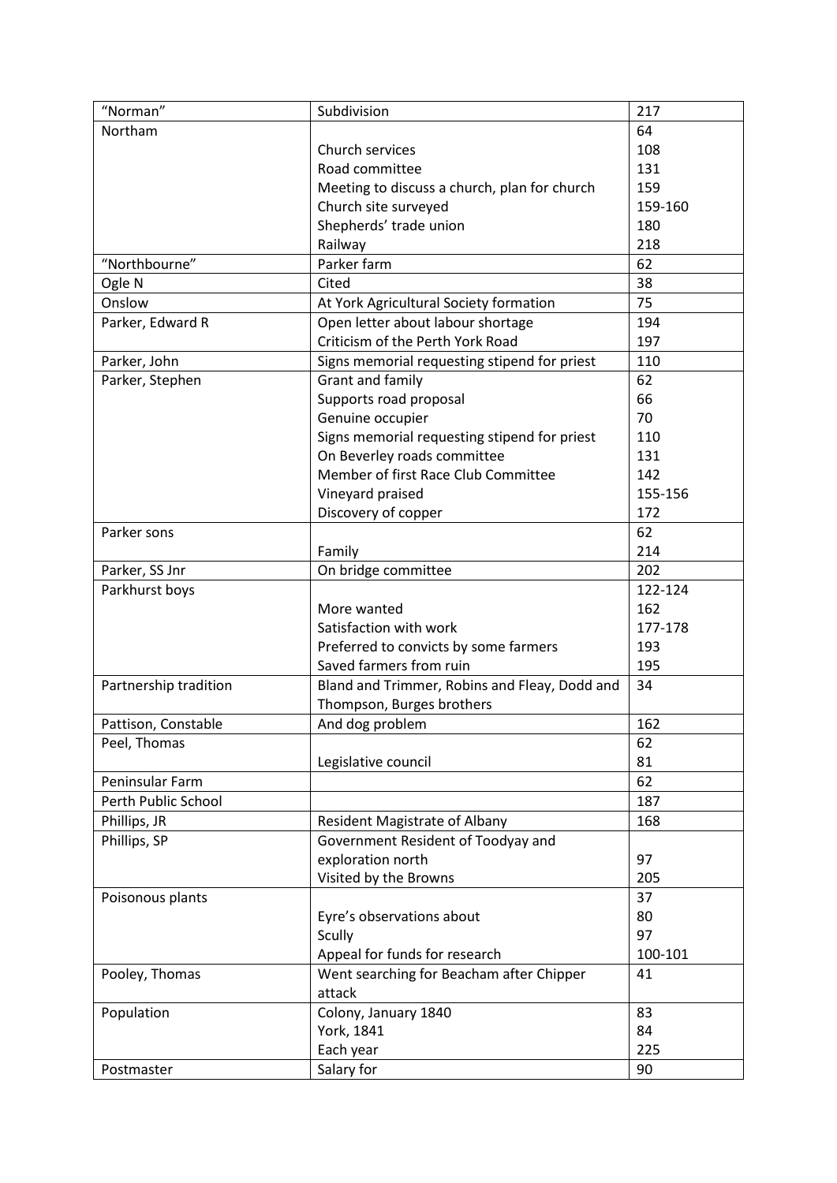| “Norman” | Subdivision | 217 |
|---|---|---|
| Northam | | 64 |
| | Church services | 108 |
| | Road committee | 131 |
| | Meeting to discuss a church, plan for church | 159 |
| | Church site surveyed | 159-160 |
| | Shepherds’ trade union | 180 |
| | Railway | 218 |
| “Northbourne” | Parker farm | 62 |
| Ogle N | Cited | 38 |
| Onslow | At York Agricultural Society formation | 75 |
| Parker, Edward R | Open letter about labour shortage | 194 |
| | Criticism of the Perth York Road | 197 |
| Parker, John | Signs memorial requesting stipend for priest | 110 |
| Parker, Stephen | Grant and family | 62 |
| | Supports road proposal | 66 |
| | Genuine occupier | 70 |
| | Signs memorial requesting stipend for priest | 110 |
| | On Beverley roads committee | 131 |
| | Member of first Race Club Committee | 142 |
| | Vineyard praised | 155-156 |
| | Discovery of copper | 172 |
| Parker sons | | 62 |
| | Family | 214 |
| Parker, SS Jnr | On bridge committee | 202 |
| Parkhurst boys | | 122-124 |
| | More wanted | 162 |
| | Satisfaction with work | 177-178 |
| | Preferred to convicts by some farmers | 193 |
| | Saved farmers from ruin | 195 |
| Partnership tradition | Bland and Trimmer, Robins and Fleay, Dodd and Thompson, Burges brothers | 34 |
| Pattison, Constable | And dog problem | 162 |
| Peel, Thomas | | 62 |
| | Legislative council | 81 |
| Peninsular Farm | | 62 |
| Perth Public School | | 187 |
| Phillips, JR | Resident Magistrate of Albany | 168 |
| Phillips, SP | Government Resident of Toodyay and exploration north | 97 |
| | Visited by the Browns | 205 |
| Poisonous plants | | 37 |
| | Eyre’s observations about | 80 |
| | Scully | 97 |
| | Appeal for funds for research | 100-101 |
| Pooley, Thomas | Went searching for Beacham after Chipper attack | 41 |
| Population | Colony, January 1840 | 83 |
| | York, 1841 | 84 |
| | Each year | 225 |
| Postmaster | Salary for | 90 |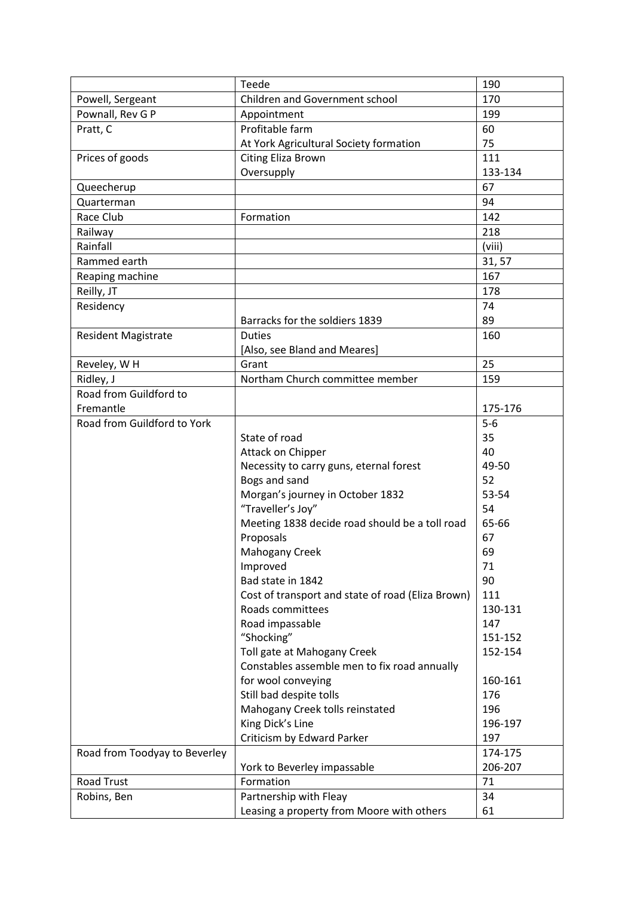| | | |
|---|---|---|
| | Teede | 190 |
| Powell, Sergeant | Children and Government school | 170 |
| Pownall, Rev G P | Appointment | 199 |
| Pratt, C | Profitable farm | 60 |
| | At York Agricultural Society formation | 75 |
| Prices of goods | Citing Eliza Brown | 111 |
| | Oversupply | 133-134 |
| Queecherup | | 67 |
| Quarterman | | 94 |
| Race Club | Formation | 142 |
| Railway | | 218 |
| Rainfall | | (viii) |
| Rammed earth | | 31, 57 |
| Reaping machine | | 167 |
| Reilly, JT | | 178 |
| Residency | | 74 |
| | Barracks for the soldiers 1839 | 89 |
| Resident Magistrate | Duties | 160 |
| | [Also, see Bland and Meares] | |
| Reveley, W H | Grant | 25 |
| Ridley, J | Northam Church committee member | 159 |
| Road from Guildford to Fremantle | | 175-176 |
| Road from Guildford to York | | 5-6 |
| | State of road | 35 |
| | Attack on Chipper | 40 |
| | Necessity to carry guns, eternal forest | 49-50 |
| | Bogs and sand | 52 |
| | Morgan's journey in October 1832 | 53-54 |
| | "Traveller's Joy" | 54 |
| | Meeting 1838 decide road should be a toll road | 65-66 |
| | Proposals | 67 |
| | Mahogany Creek | 69 |
| | Improved | 71 |
| | Bad state in 1842 | 90 |
| | Cost of transport and state of road (Eliza Brown) | 111 |
| | Roads committees | 130-131 |
| | Road impassable | 147 |
| | "Shocking" | 151-152 |
| | Toll gate at Mahogany Creek | 152-154 |
| | Constables assemble men to fix road annually for wool conveying | 160-161 |
| | Still bad despite tolls | 176 |
| | Mahogany Creek tolls reinstated | 196 |
| | King Dick's Line | 196-197 |
| | Criticism by Edward Parker | 197 |
| Road from Toodyay to Beverley | | 174-175 |
| | York to Beverley impassable | 206-207 |
| Road Trust | Formation | 71 |
| Robins, Ben | Partnership with Fleay | 34 |
| | Leasing a property from Moore with others | 61 |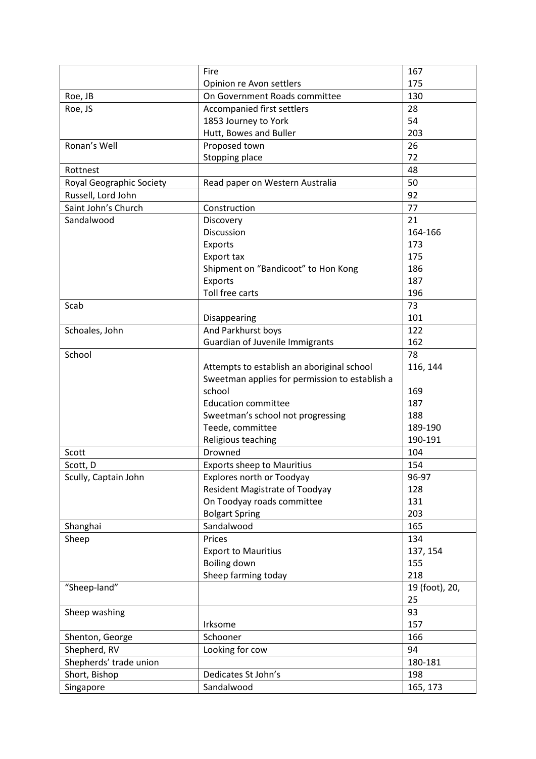| | | |
|---|---|---|
| | Fire | 167 |
| | Opinion re Avon settlers | 175 |
| Roe, JB | On Government Roads committee | 130 |
| Roe, JS | Accompanied first settlers | 28 |
| | 1853 Journey to York | 54 |
| | Hutt, Bowes and Buller | 203 |
| Ronan's Well | Proposed town | 26 |
| | Stopping place | 72 |
| Rottnest | | 48 |
| Royal Geographic Society | Read paper on Western Australia | 50 |
| Russell, Lord John | | 92 |
| Saint John's Church | Construction | 77 |
| Sandalwood | Discovery | 21 |
| | Discussion | 164-166 |
| | Exports | 173 |
| | Export tax | 175 |
| | Shipment on "Bandicoot" to Hon Kong | 186 |
| | Exports | 187 |
| | Toll free carts | 196 |
| Scab | | 73 |
| | Disappearing | 101 |
| Schoales, John | And Parkhurst boys | 122 |
| | Guardian of Juvenile Immigrants | 162 |
| School | | 78 |
| | Attempts to establish an aboriginal school | 116, 144 |
| | Sweetman applies for permission to establish a school | 169 |
| | Education committee | 187 |
| | Sweetman's school not progressing | 188 |
| | Teede, committee | 189-190 |
| | Religious teaching | 190-191 |
| Scott | Drowned | 104 |
| Scott, D | Exports sheep to Mauritius | 154 |
| Scully, Captain John | Explores north or Toodyay | 96-97 |
| | Resident Magistrate of Toodyay | 128 |
| | On Toodyay roads committee | 131 |
| | Bolgart Spring | 203 |
| Shanghai | Sandalwood | 165 |
| Sheep | Prices | 134 |
| | Export to Mauritius | 137, 154 |
| | Boiling down | 155 |
| | Sheep farming today | 218 |
| "Sheep-land" | | 19 (foot), 20, 25 |
| Sheep washing | | 93 |
| | Irksome | 157 |
| Shenton, George | Schooner | 166 |
| Shepherd, RV | Looking for cow | 94 |
| Shepherds' trade union | | 180-181 |
| Short, Bishop | Dedicates St John's | 198 |
| Singapore | Sandalwood | 165, 173 |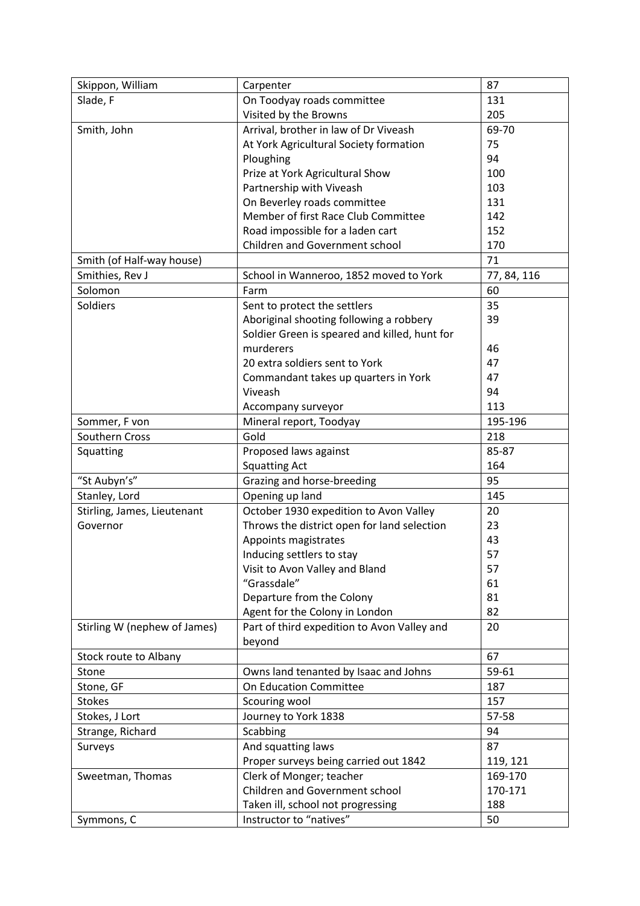| | | |
|---|---|---|
| Skippon, William | Carpenter | 87 |
| Slade, F | On Toodyay roads committee | 131 |
| | Visited by the Browns | 205 |
| Smith, John | Arrival, brother in law of Dr Viveash | 69-70 |
| | At York Agricultural Society formation | 75 |
| | Ploughing | 94 |
| | Prize at York Agricultural Show | 100 |
| | Partnership with Viveash | 103 |
| | On Beverley roads committee | 131 |
| | Member of first Race Club Committee | 142 |
| | Road impossible for a laden cart | 152 |
| | Children and Government school | 170 |
| Smith (of Half-way house) | | 71 |
| Smithies, Rev J | School in Wanneroo, 1852 moved to York | 77, 84, 116 |
| Solomon | Farm | 60 |
| Soldiers | Sent to protect the settlers | 35 |
| | Aboriginal shooting following a robbery | 39 |
| | Soldier Green is speared and killed, hunt for murderers | 46 |
| | 20 extra soldiers sent to York | 47 |
| | Commandant takes up quarters in York | 47 |
| | Viveash | 94 |
| | Accompany surveyor | 113 |
| Sommer, F von | Mineral report, Toodyay | 195-196 |
| Southern Cross | Gold | 218 |
| Squatting | Proposed laws against | 85-87 |
| | Squatting Act | 164 |
| "St Aubyn's" | Grazing and horse-breeding | 95 |
| Stanley, Lord | Opening up land | 145 |
| Stirling, James, Lieutenant Governor | October 1930 expedition to Avon Valley | 20 |
| | Throws the district open for land selection | 23 |
| | Appoints magistrates | 43 |
| | Inducing settlers to stay | 57 |
| | Visit to Avon Valley and Bland | 57 |
| | "Grassdale" | 61 |
| | Departure from the Colony | 81 |
| | Agent for the Colony in London | 82 |
| Stirling W (nephew of James) | Part of third expedition to Avon Valley and beyond | 20 |
| Stock route to Albany | | 67 |
| Stone | Owns land tenanted by Isaac and Johns | 59-61 |
| Stone, GF | On Education Committee | 187 |
| Stokes | Scouring wool | 157 |
| Stokes, J Lort | Journey to York 1838 | 57-58 |
| Strange, Richard | Scabbing | 94 |
| Surveys | And squatting laws | 87 |
| | Proper surveys being carried out 1842 | 119, 121 |
| Sweetman, Thomas | Clerk of Monger; teacher | 169-170 |
| | Children and Government school | 170-171 |
| | Taken ill, school not progressing | 188 |
| Symmons, C | Instructor to "natives" | 50 |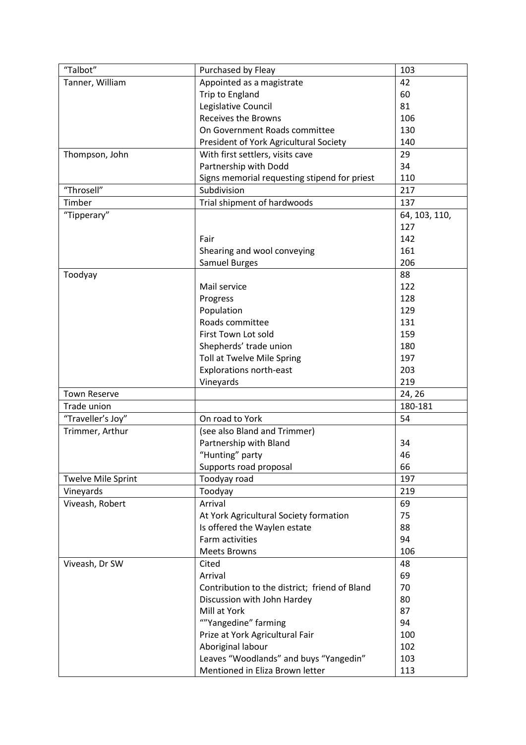| | | |
|---|---|---|
| “Talbot” | Purchased by Fleay | 103 |
| Tanner, William | Appointed as a magistrate | 42 |
| | Trip to England | 60 |
| | Legislative Council | 81 |
| | Receives the Browns | 106 |
| | On Government Roads committee | 130 |
| | President of York Agricultural Society | 140 |
| Thompson, John | With first settlers, visits cave | 29 |
| | Partnership with Dodd | 34 |
| | Signs memorial requesting stipend for priest | 110 |
| “Throsell” | Subdivision | 217 |
| Timber | Trial shipment of hardwoods | 137 |
| “Tipperary” | | 64, 103, 110, 127 |
| | Fair | 142 |
| | Shearing and wool conveying | 161 |
| | Samuel Burges | 206 |
| Toodyay | | 88 |
| | Mail service | 122 |
| | Progress | 128 |
| | Population | 129 |
| | Roads committee | 131 |
| | First Town Lot sold | 159 |
| | Shepherds’ trade union | 180 |
| | Toll at Twelve Mile Spring | 197 |
| | Explorations north-east | 203 |
| | Vineyards | 219 |
| Town Reserve | | 24, 26 |
| Trade union | | 180-181 |
| “Traveller’s Joy” | On road to York | 54 |
| Trimmer, Arthur | (see also Bland and Trimmer) | |
| | Partnership with Bland | 34 |
| | “Hunting” party | 46 |
| | Supports road proposal | 66 |
| Twelve Mile Sprint | Toodyay road | 197 |
| Vineyards | Toodyay | 219 |
| Viveash, Robert | Arrival | 69 |
| | At York Agricultural Society formation | 75 |
| | Is offered the Waylen estate | 88 |
| | Farm activities | 94 |
| | Meets Browns | 106 |
| Viveash, Dr SW | Cited | 48 |
| | Arrival | 69 |
| | Contribution to the district; friend of Bland | 70 |
| | Discussion with John Hardey | 80 |
| | Mill at York | 87 |
| | “”Yangedine” farming | 94 |
| | Prize at York Agricultural Fair | 100 |
| | Aboriginal labour | 102 |
| | Leaves “Woodlands” and buys “Yangedin” | 103 |
| | Mentioned in Eliza Brown letter | 113 |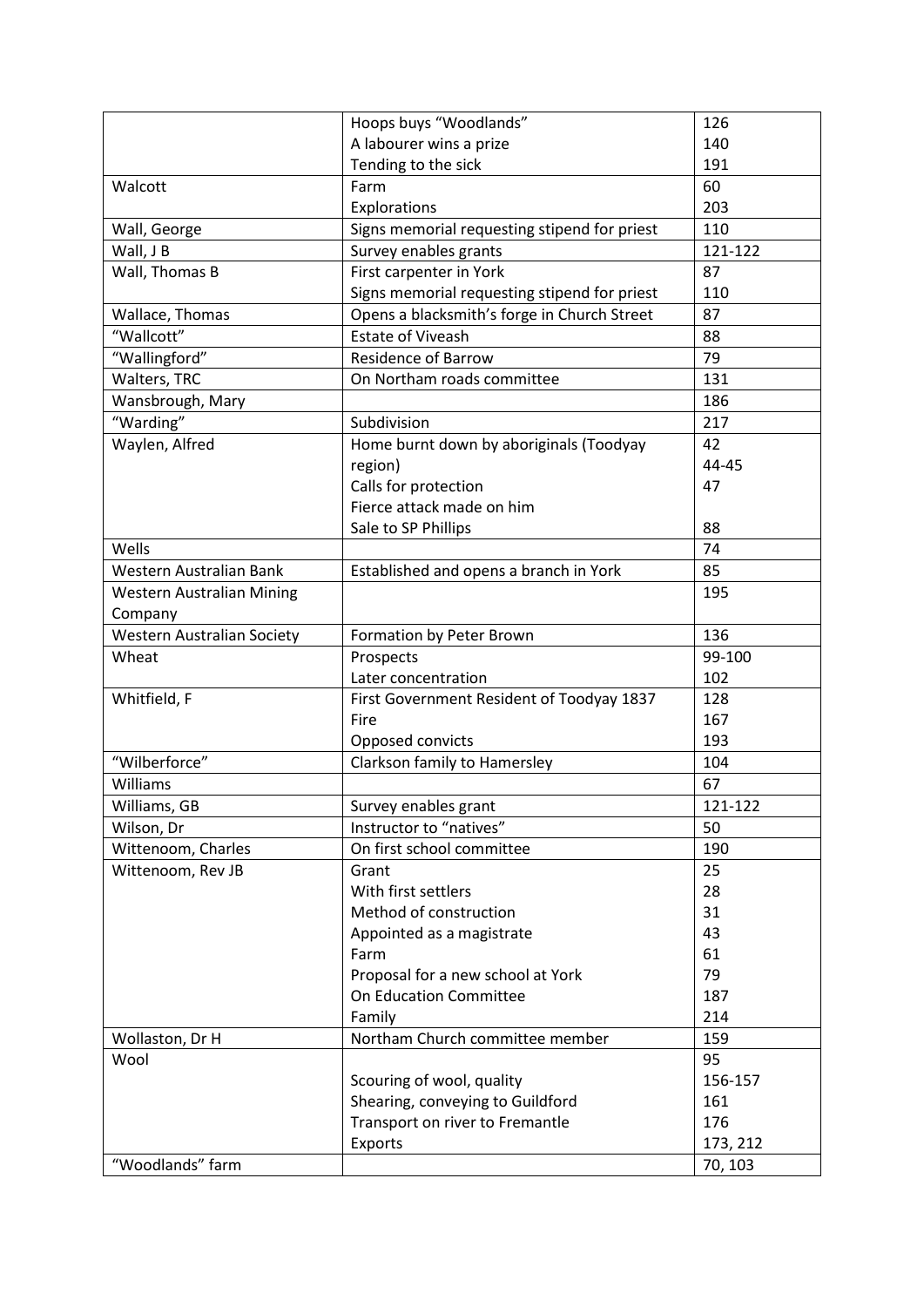| | | |
|---|---|---|
| | Hoops buys "Woodlands" | 126 |
| | A labourer wins a prize | 140 |
| | Tending to the sick | 191 |
| Walcott | Farm | 60 |
| | Explorations | 203 |
| Wall, George | Signs memorial requesting stipend for priest | 110 |
| Wall, J B | Survey enables grants | 121-122 |
| Wall, Thomas B | First carpenter in York | 87 |
| | Signs memorial requesting stipend for priest | 110 |
| Wallace, Thomas | Opens a blacksmith's forge in Church Street | 87 |
| "Wallcott" | Estate of Viveash | 88 |
| "Wallingford" | Residence of Barrow | 79 |
| Walters, TRC | On Northam roads committee | 131 |
| Wansbrough, Mary | | 186 |
| "Warding" | Subdivision | 217 |
| Waylen, Alfred | Home burnt down by aboriginals (Toodyay region) | 42 |
| | | 44-45 |
| | Calls for protection | 47 |
| | Fierce attack made on him | |
| | Sale to SP Phillips | 88 |
| Wells | | 74 |
| Western Australian Bank | Established and opens a branch in York | 85 |
| Western Australian Mining Company | | 195 |
| Western Australian Society | Formation by Peter Brown | 136 |
| Wheat | Prospects | 99-100 |
| | Later concentration | 102 |
| Whitfield, F | First Government Resident of Toodyay 1837 | 128 |
| | Fire | 167 |
| | Opposed convicts | 193 |
| "Wilberforce" | Clarkson family to Hamersley | 104 |
| Williams | | 67 |
| Williams, GB | Survey enables grant | 121-122 |
| Wilson, Dr | Instructor to "natives" | 50 |
| Wittenoom, Charles | On first school committee | 190 |
| Wittenoom, Rev JB | Grant | 25 |
| | With first settlers | 28 |
| | Method of construction | 31 |
| | Appointed as a magistrate | 43 |
| | Farm | 61 |
| | Proposal for a new school at York | 79 |
| | On Education Committee | 187 |
| | Family | 214 |
| Wollaston, Dr H | Northam Church committee member | 159 |
| Wool | | 95 |
| | Scouring of wool, quality | 156-157 |
| | Shearing, conveying to Guildford | 161 |
| | Transport on river to Fremantle | 176 |
| | Exports | 173, 212 |
| "Woodlands" farm | | 70, 103 |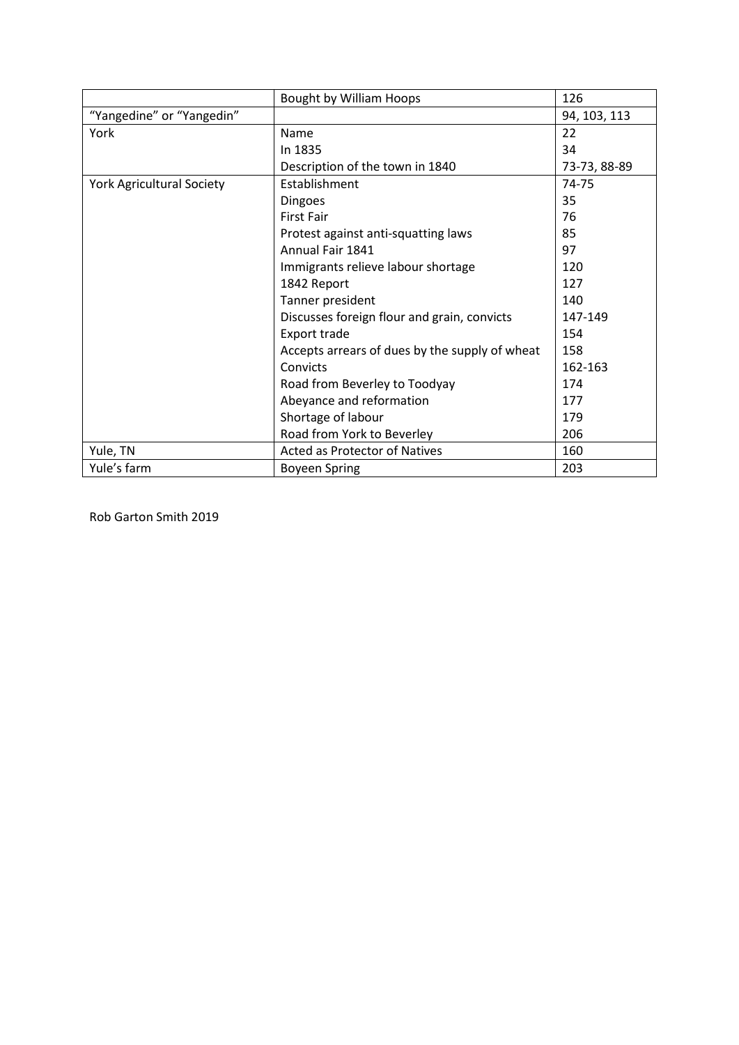| | | |
|---|---|---|
| | Bought by William Hoops | 126 |
| "Yangedine" or "Yangedin" | | 94, 103, 113 |
| York | Name | 22 |
| | In 1835 | 34 |
| | Description of the town in 1840 | 73-73, 88-89 |
| York Agricultural Society | Establishment | 74-75 |
| | Dingoes | 35 |
| | First Fair | 76 |
| | Protest against anti-squatting laws | 85 |
| | Annual Fair 1841 | 97 |
| | Immigrants relieve labour shortage | 120 |
| | 1842 Report | 127 |
| | Tanner president | 140 |
| | Discusses foreign flour and grain, convicts | 147-149 |
| | Export trade | 154 |
| | Accepts arrears of dues by the supply of wheat | 158 |
| | Convicts | 162-163 |
| | Road from Beverley to Toodyay | 174 |
| | Abeyance and reformation | 177 |
| | Shortage of labour | 179 |
| | Road from York to Beverley | 206 |
| Yule, TN | Acted as Protector of Natives | 160 |
| Yule's farm | Boyeen Spring | 203 |

Rob Garton Smith 2019